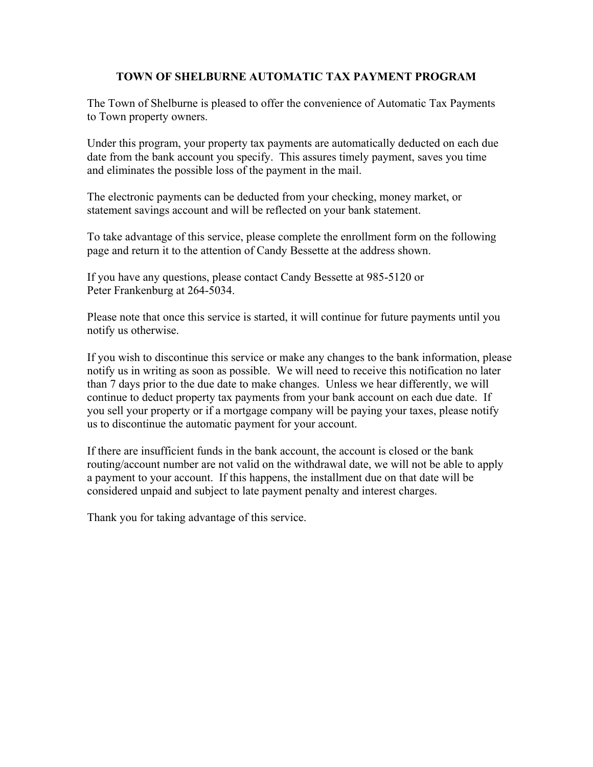# TOWN OF SHELBURNE AUTOMATIC TAX PAYMENT PROGRAM

The Town of Shelburne is pleased to offer the convenience of Automatic Tax Payments to Town property owners.

Under this program, your property tax payments are automatically deducted on each due date from the bank account you specify. This assures timely payment, saves you time and eliminates the possible loss of the payment in the mail.

The electronic payments can be deducted from your checking, money market, or statement savings account and will be reflected on your bank statement.

To take advantage of this service, please complete the enrollment form on the following page and return it to the attention of Candy Bessette at the address shown.

If you have any questions, please contact Candy Bessette at 985-5120 or Peter Frankenburg at 264-5034.

Please note that once this service is started, it will continue for future payments until you notify us otherwise.

If you wish to discontinue this service or make any changes to the bank information, please notify us in writing as soon as possible. We will need to receive this notification no later than 7 days prior to the due date to make changes. Unless we hear differently, we will continue to deduct property tax payments from your bank account on each due date. If you sell your property or if a mortgage company will be paying your taxes, please notify us to discontinue the automatic payment for your account.

If there are insufficient funds in the bank account, the account is closed or the bank routing/account number are not valid on the withdrawal date, we will not be able to apply a payment to your account. If this happens, the installment due on that date will be considered unpaid and subject to late payment penalty and interest charges.

Thank you for taking advantage of this service.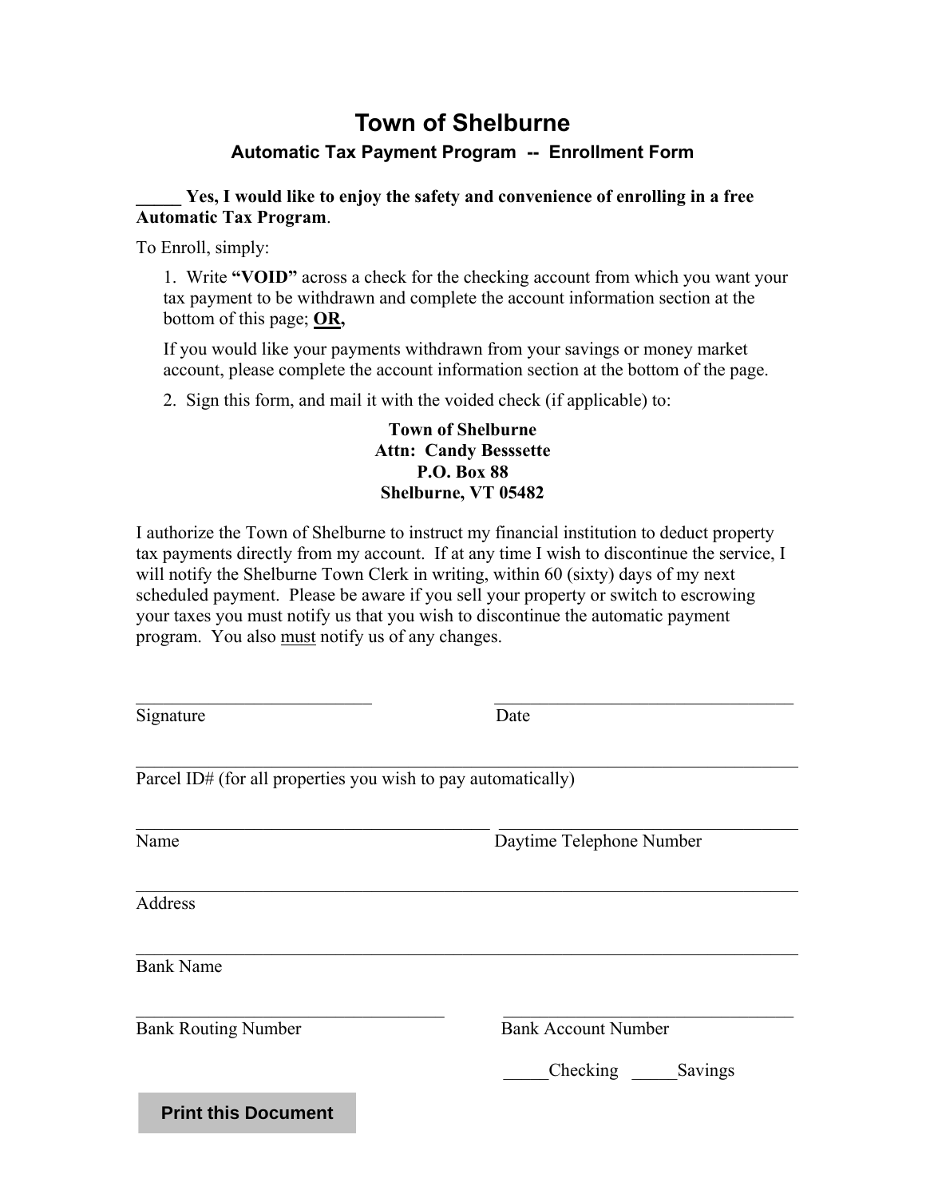# Town of Shelburne

## Automatic Tax Payment Program -- Enrollment Form

**_____ Yes, I would like to enjoy the safety and convenience of enrolling in a free Automatic Tax Program**.

To Enroll, simply:

1. Write **"VOID"** across a check for the checking account from which you want your tax payment to be withdrawn and complete the account information section at the bottom of this page; **OR,**

   If you would like your payments withdrawn from your savings or money market account, please complete the account information section at the bottom of the page.

2. Sign this form, and mail it with the voided check (if applicable) to:

**Town of Shelburne**
**Attn: Candy Besssette**
**P.O. Box 88**
**Shelburne, VT 05482**

I authorize the Town of Shelburne to instruct my financial institution to deduct property tax payments directly from my account. If at any time I wish to discontinue the service, I will notify the Shelburne Town Clerk in writing, within 60 (sixty) days of my next scheduled payment. Please be aware if you sell your property or switch to escrowing your taxes you must notify us that you wish to discontinue the automatic payment program. You also must notify us of any changes.

___________________________ ___________________________
Signature Date

___________________________________________________________
Parcel ID# (for all properties you wish to pay automatically)

___________________________ ___________________________
Name Daytime Telephone Number

___________________________________________________________
Address

___________________________________________________________
Bank Name

___________________________ ___________________________
Bank Routing Number Bank Account Number

_____Checking _____Savings

Print this Document